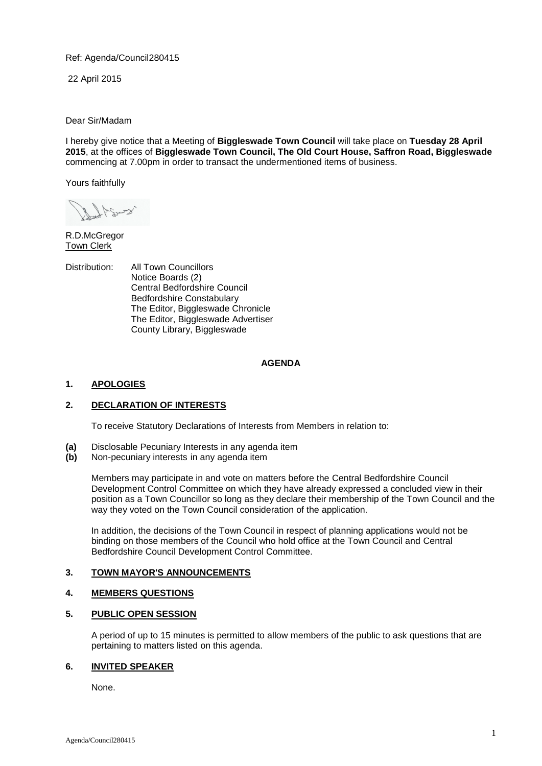Ref: Agenda/Council280415

22 April 2015

Dear Sir/Madam

I hereby give notice that a Meeting of **Biggleswade Town Council** will take place on **Tuesday 28 April 2015**, at the offices of **Biggleswade Town Council, The Old Court House, Saffron Road, Biggleswade** commencing at 7.00pm in order to transact the undermentioned items of business.

Yours faithfully

R.D.McGregor
Town Clerk

Distribution: All Town Councillors
Notice Boards (2)
Central Bedfordshire Council
Bedfordshire Constabulary
The Editor, Biggleswade Chronicle
The Editor, Biggleswade Advertiser
County Library, Biggleswade

## AGENDA

### 1. APOLOGIES

### 2. DECLARATION OF INTERESTS

To receive Statutory Declarations of Interests from Members in relation to:

**(a)** Disclosable Pecuniary Interests in any agenda item
**(b)** Non-pecuniary interests in any agenda item

Members may participate in and vote on matters before the Central Bedfordshire Council Development Control Committee on which they have already expressed a concluded view in their position as a Town Councillor so long as they declare their membership of the Town Council and the way they voted on the Town Council consideration of the application.

In addition, the decisions of the Town Council in respect of planning applications would not be binding on those members of the Council who hold office at the Town Council and Central Bedfordshire Council Development Control Committee.

### 3. TOWN MAYOR'S ANNOUNCEMENTS

### 4. MEMBERS QUESTIONS

### 5. PUBLIC OPEN SESSION

A period of up to 15 minutes is permitted to allow members of the public to ask questions that are pertaining to matters listed on this agenda.

### 6. INVITED SPEAKER

None.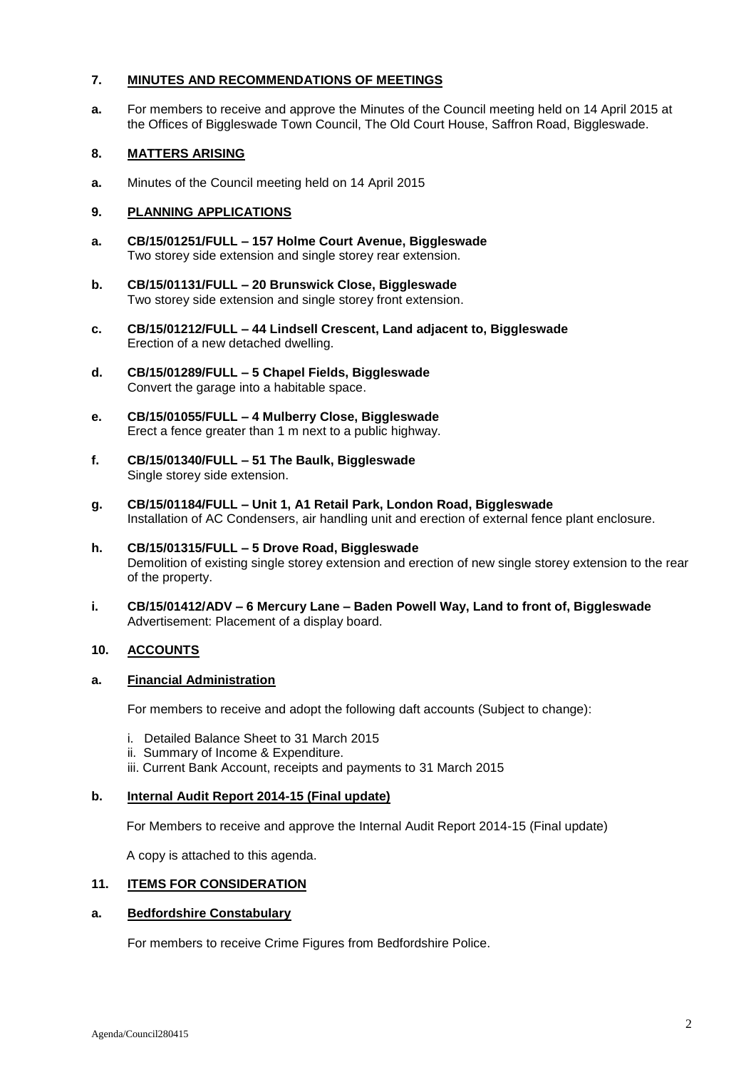## 7. MINUTES AND RECOMMENDATIONS OF MEETINGS

**a.** For members to receive and approve the Minutes of the Council meeting held on 14 April 2015 at the Offices of Biggleswade Town Council, The Old Court House, Saffron Road, Biggleswade.

## 8. MATTERS ARISING

**a.** Minutes of the Council meeting held on 14 April 2015

## 9. PLANNING APPLICATIONS

**a. CB/15/01251/FULL – 157 Holme Court Avenue, Biggleswade**
Two storey side extension and single storey rear extension.

**b. CB/15/01131/FULL – 20 Brunswick Close, Biggleswade**
Two storey side extension and single storey front extension.

**c. CB/15/01212/FULL – 44 Lindsell Crescent, Land adjacent to, Biggleswade**
Erection of a new detached dwelling.

**d. CB/15/01289/FULL – 5 Chapel Fields, Biggleswade**
Convert the garage into a habitable space.

**e. CB/15/01055/FULL – 4 Mulberry Close, Biggleswade**
Erect a fence greater than 1 m next to a public highway.

**f. CB/15/01340/FULL – 51 The Baulk, Biggleswade**
Single storey side extension.

**g. CB/15/01184/FULL – Unit 1, A1 Retail Park, London Road, Biggleswade**
Installation of AC Condensers, air handling unit and erection of external fence plant enclosure.

**h. CB/15/01315/FULL – 5 Drove Road, Biggleswade**
Demolition of existing single storey extension and erection of new single storey extension to the rear of the property.

**i. CB/15/01412/ADV – 6 Mercury Lane – Baden Powell Way, Land to front of, Biggleswade**
Advertisement: Placement of a display board.

## 10. ACCOUNTS

### a. Financial Administration

For members to receive and adopt the following daft accounts (Subject to change):

i. Detailed Balance Sheet to 31 March 2015
ii. Summary of Income & Expenditure.
iii. Current Bank Account, receipts and payments to 31 March 2015

### b. Internal Audit Report 2014-15 (Final update)

For Members to receive and approve the Internal Audit Report 2014-15 (Final update)

A copy is attached to this agenda.

## 11. ITEMS FOR CONSIDERATION

### a. Bedfordshire Constabulary

For members to receive Crime Figures from Bedfordshire Police.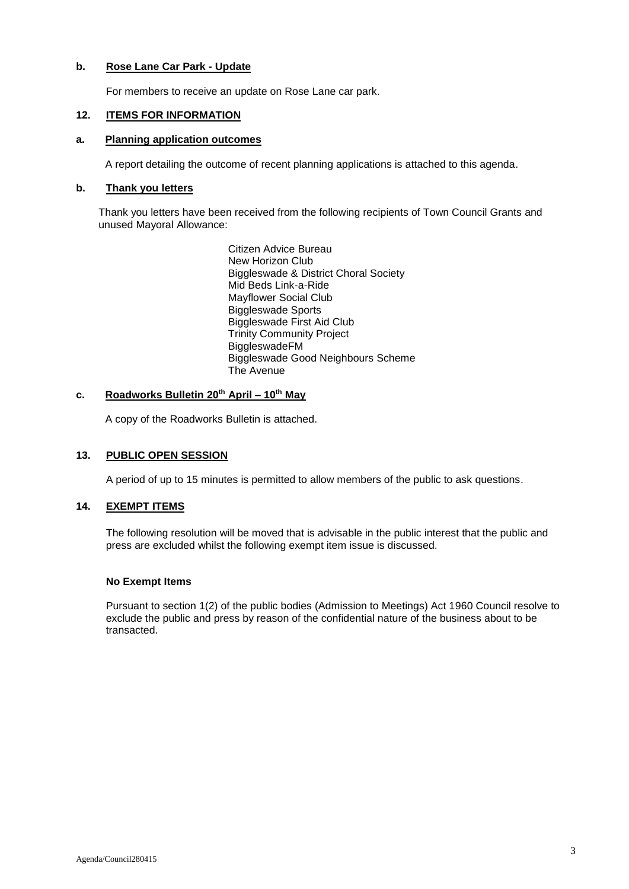**b. Rose Lane Car Park - Update**

For members to receive an update on Rose Lane car park.

## 12. ITEMS FOR INFORMATION

**a. Planning application outcomes**

A report detailing the outcome of recent planning applications is attached to this agenda.

**b. Thank you letters**

Thank you letters have been received from the following recipients of Town Council Grants and unused Mayoral Allowance:

Citizen Advice Bureau
New Horizon Club
Biggleswade & District Choral Society
Mid Beds Link-a-Ride
Mayflower Social Club
Biggleswade Sports
Biggleswade First Aid Club
Trinity Community Project
BiggleswadeFM
Biggleswade Good Neighbours Scheme
The Avenue

**c. Roadworks Bulletin 20th April – 10th May**

A copy of the Roadworks Bulletin is attached.

## 13. PUBLIC OPEN SESSION

A period of up to 15 minutes is permitted to allow members of the public to ask questions.

## 14. EXEMPT ITEMS

The following resolution will be moved that is advisable in the public interest that the public and press are excluded whilst the following exempt item issue is discussed.

**No Exempt Items**

Pursuant to section 1(2) of the public bodies (Admission to Meetings) Act 1960 Council resolve to exclude the public and press by reason of the confidential nature of the business about to be transacted.